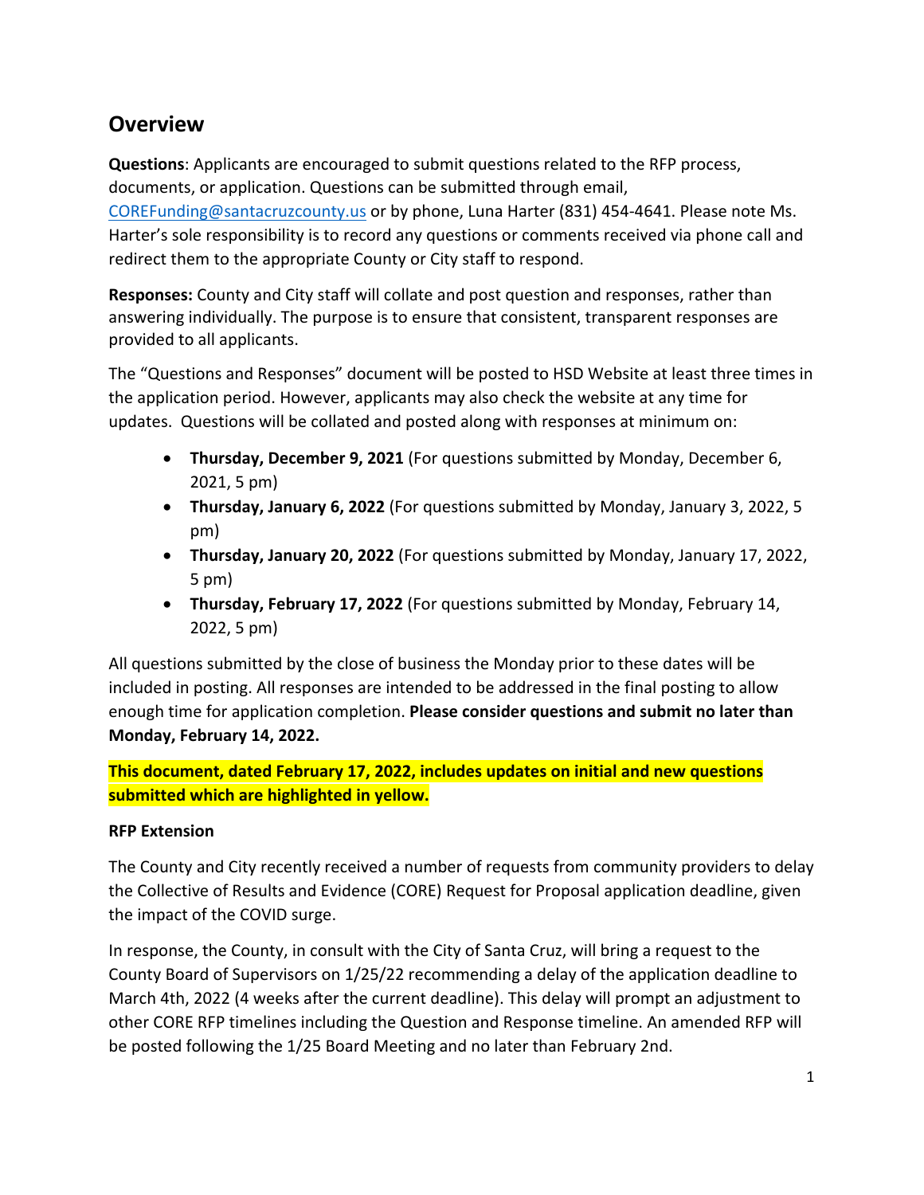## Overview

**Questions**: Applicants are encouraged to submit questions related to the RFP process, documents, or application. Questions can be submitted through email, COREFunding@santacruzcounty.us or by phone, Luna Harter (831) 454-4641. Please note Ms. Harter's sole responsibility is to record any questions or comments received via phone call and redirect them to the appropriate County or City staff to respond.

**Responses:** County and City staff will collate and post question and responses, rather than answering individually. The purpose is to ensure that consistent, transparent responses are provided to all applicants.

The "Questions and Responses" document will be posted to HSD Website at least three times in the application period. However, applicants may also check the website at any time for updates. Questions will be collated and posted along with responses at minimum on:

- **Thursday, December 9, 2021** (For questions submitted by Monday, December 6, 2021, 5 pm)
- **Thursday, January 6, 2022** (For questions submitted by Monday, January 3, 2022, 5 pm)
- **Thursday, January 20, 2022** (For questions submitted by Monday, January 17, 2022, 5 pm)
- **Thursday, February 17, 2022** (For questions submitted by Monday, February 14, 2022, 5 pm)

All questions submitted by the close of business the Monday prior to these dates will be included in posting. All responses are intended to be addressed in the final posting to allow enough time for application completion. **Please consider questions and submit no later than Monday, February 14, 2022.**

**This document, dated February 17, 2022, includes updates on initial and new questions submitted which are highlighted in yellow.**

**RFP Extension**

The County and City recently received a number of requests from community providers to delay the Collective of Results and Evidence (CORE) Request for Proposal application deadline, given the impact of the COVID surge.

In response, the County, in consult with the City of Santa Cruz, will bring a request to the County Board of Supervisors on 1/25/22 recommending a delay of the application deadline to March 4th, 2022 (4 weeks after the current deadline). This delay will prompt an adjustment to other CORE RFP timelines including the Question and Response timeline. An amended RFP will be posted following the 1/25 Board Meeting and no later than February 2nd.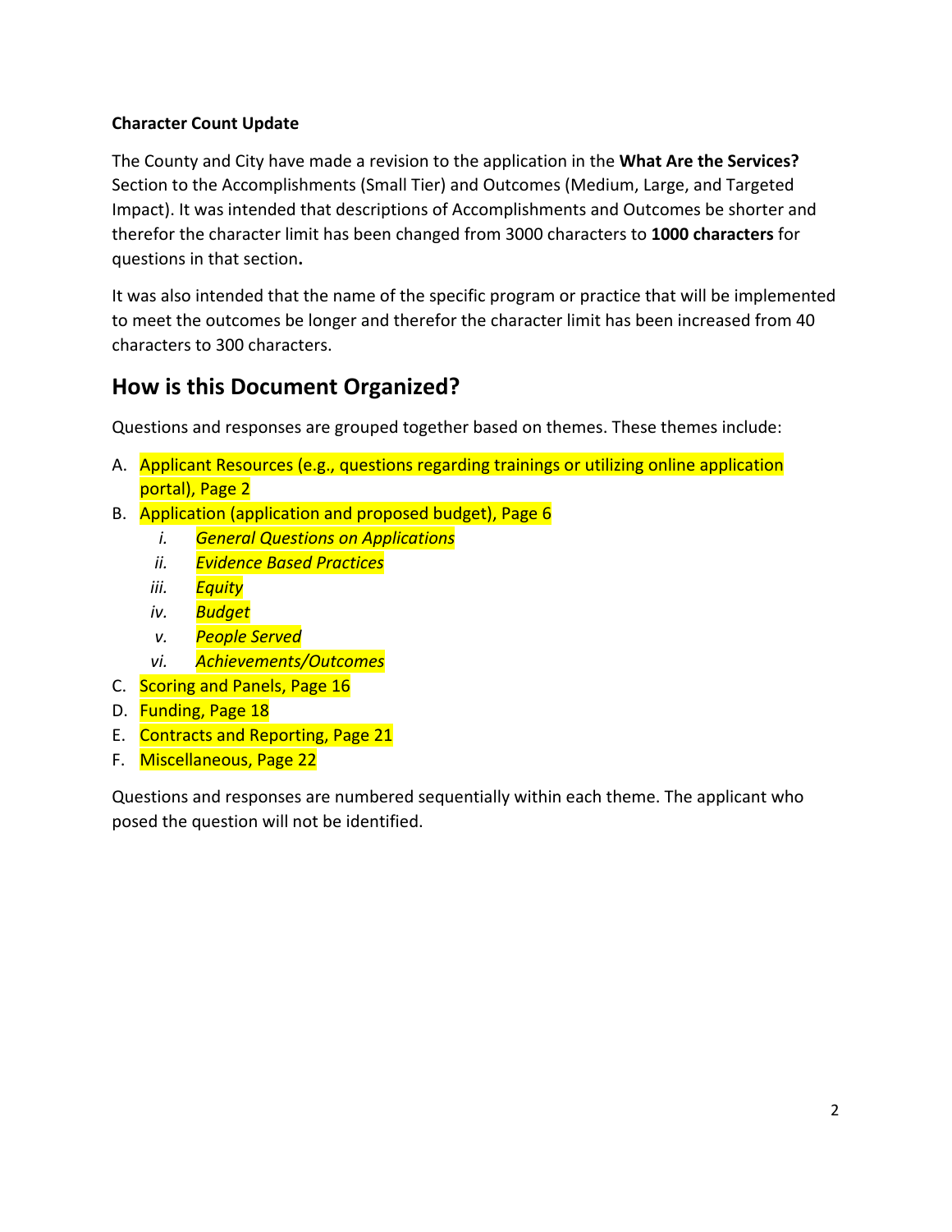**Character Count Update**

The County and City have made a revision to the application in the **What Are the Services?** Section to the Accomplishments (Small Tier) and Outcomes (Medium, Large, and Targeted Impact). It was intended that descriptions of Accomplishments and Outcomes be shorter and therefor the character limit has been changed from 3000 characters to **1000 characters** for questions in that section**.**

It was also intended that the name of the specific program or practice that will be implemented to meet the outcomes be longer and therefor the character limit has been increased from 40 characters to 300 characters.

## How is this Document Organized?

Questions and responses are grouped together based on themes. These themes include:

A. Applicant Resources (e.g., questions regarding trainings or utilizing online application portal), Page 2
B. Application (application and proposed budget), Page 6
    i. *General Questions on Applications*
    ii. *Evidence Based Practices*
    iii. *Equity*
    iv. *Budget*
    v. *People Served*
    vi. *Achievements/Outcomes*
C. Scoring and Panels, Page 16
D. Funding, Page 18
E. Contracts and Reporting, Page 21
F. Miscellaneous, Page 22

Questions and responses are numbered sequentially within each theme. The applicant who posed the question will not be identified.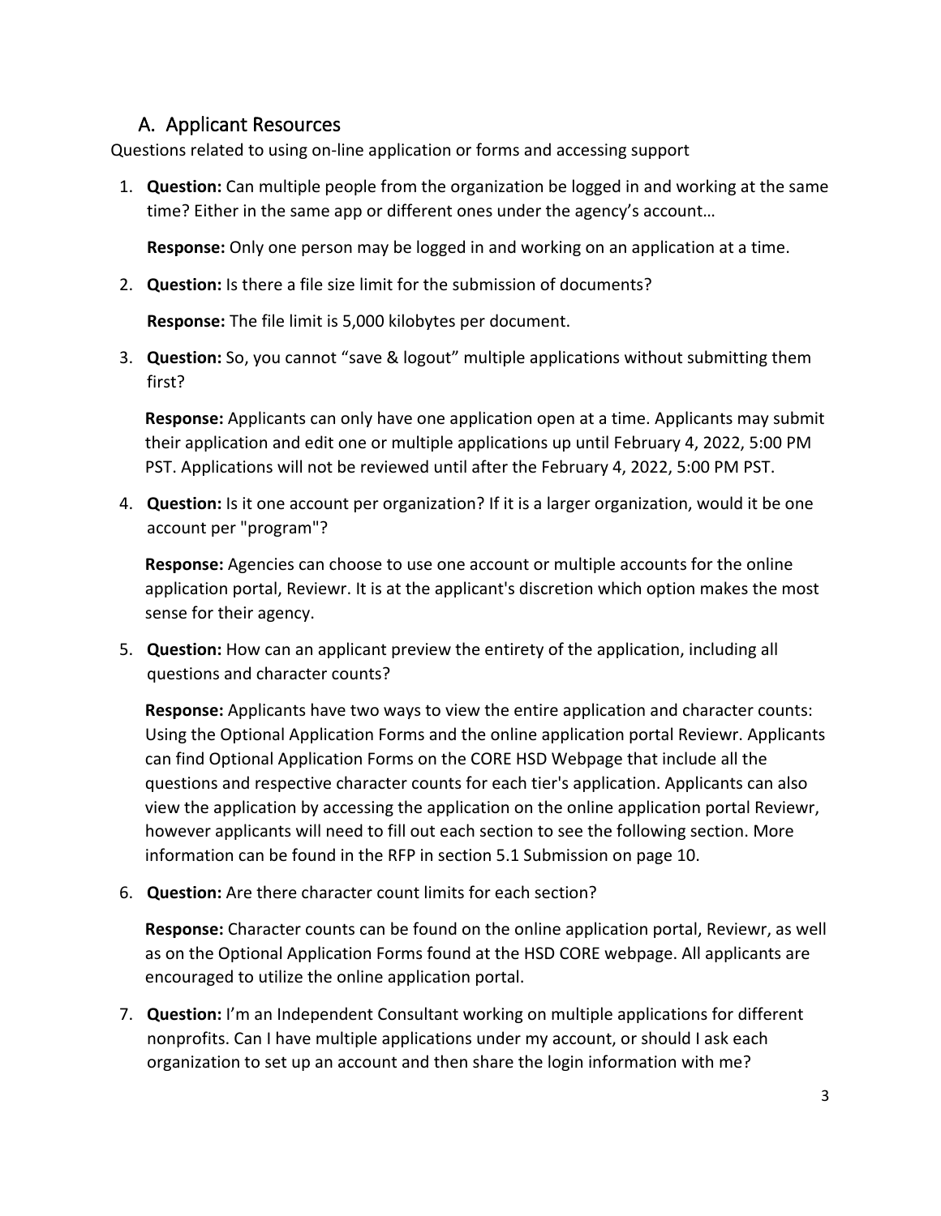## A. Applicant Resources

Questions related to using on-line application or forms and accessing support

1. **Question:** Can multiple people from the organization be logged in and working at the same time? Either in the same app or different ones under the agency's account…

   **Response:** Only one person may be logged in and working on an application at a time.

2. **Question:** Is there a file size limit for the submission of documents?

   **Response:** The file limit is 5,000 kilobytes per document.

3. **Question:** So, you cannot "save & logout" multiple applications without submitting them first?

   **Response:** Applicants can only have one application open at a time. Applicants may submit their application and edit one or multiple applications up until February 4, 2022, 5:00 PM PST. Applications will not be reviewed until after the February 4, 2022, 5:00 PM PST.

4. **Question:** Is it one account per organization? If it is a larger organization, would it be one account per "program"?

   **Response:** Agencies can choose to use one account or multiple accounts for the online application portal, Reviewr. It is at the applicant's discretion which option makes the most sense for their agency.

5. **Question:** How can an applicant preview the entirety of the application, including all questions and character counts?

   **Response:** Applicants have two ways to view the entire application and character counts: Using the Optional Application Forms and the online application portal Reviewr. Applicants can find Optional Application Forms on the CORE HSD Webpage that include all the questions and respective character counts for each tier's application. Applicants can also view the application by accessing the application on the online application portal Reviewr, however applicants will need to fill out each section to see the following section. More information can be found in the RFP in section 5.1 Submission on page 10.

6. **Question:** Are there character count limits for each section?

   **Response:** Character counts can be found on the online application portal, Reviewr, as well as on the Optional Application Forms found at the HSD CORE webpage. All applicants are encouraged to utilize the online application portal.

7. **Question:** I'm an Independent Consultant working on multiple applications for different nonprofits. Can I have multiple applications under my account, or should I ask each organization to set up an account and then share the login information with me?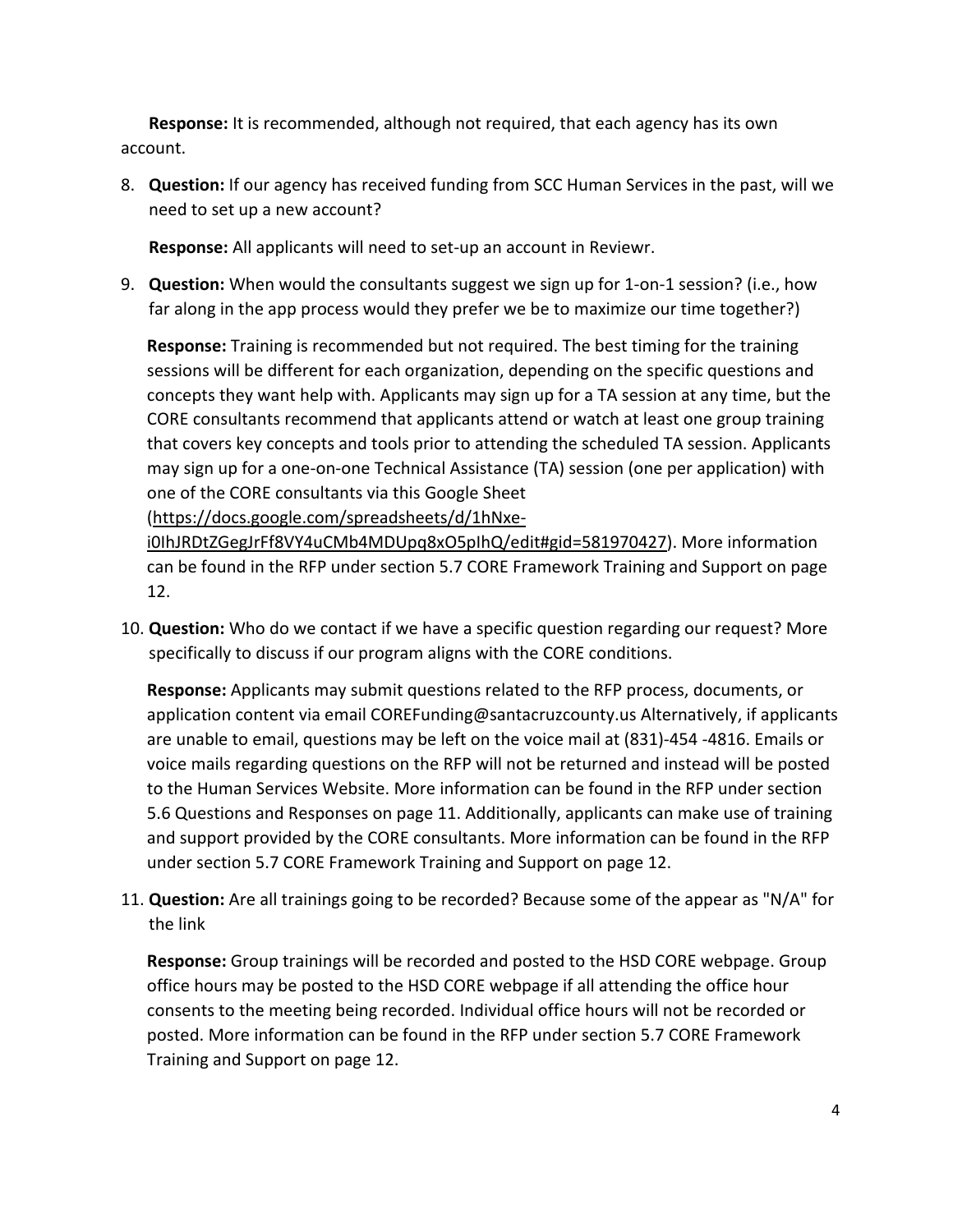**Response:** It is recommended, although not required, that each agency has its own account.

8. **Question:** If our agency has received funding from SCC Human Services in the past, will we need to set up a new account?

   **Response:** All applicants will need to set-up an account in Reviewr.

9. **Question:** When would the consultants suggest we sign up for 1-on-1 session? (i.e., how far along in the app process would they prefer we be to maximize our time together?)

   **Response:** Training is recommended but not required. The best timing for the training sessions will be different for each organization, depending on the specific questions and concepts they want help with. Applicants may sign up for a TA session at any time, but the CORE consultants recommend that applicants attend or watch at least one group training that covers key concepts and tools prior to attending the scheduled TA session. Applicants may sign up for a one-on-one Technical Assistance (TA) session (one per application) with one of the CORE consultants via this Google Sheet (https://docs.google.com/spreadsheets/d/1hNxe-i0IhJRDtZGegJrFf8VY4uCMb4MDUpq8xO5pIhQ/edit#gid=581970427). More information can be found in the RFP under section 5.7 CORE Framework Training and Support on page 12.

10. **Question:** Who do we contact if we have a specific question regarding our request? More specifically to discuss if our program aligns with the CORE conditions.

    **Response:** Applicants may submit questions related to the RFP process, documents, or application content via email COREFunding@santacruzcounty.us Alternatively, if applicants are unable to email, questions may be left on the voice mail at (831)-454 -4816. Emails or voice mails regarding questions on the RFP will not be returned and instead will be posted to the Human Services Website. More information can be found in the RFP under section 5.6 Questions and Responses on page 11. Additionally, applicants can make use of training and support provided by the CORE consultants. More information can be found in the RFP under section 5.7 CORE Framework Training and Support on page 12.

11. **Question:** Are all trainings going to be recorded? Because some of the appear as "N/A" for the link

    **Response:** Group trainings will be recorded and posted to the HSD CORE webpage. Group office hours may be posted to the HSD CORE webpage if all attending the office hour consents to the meeting being recorded. Individual office hours will not be recorded or posted. More information can be found in the RFP under section 5.7 CORE Framework Training and Support on page 12.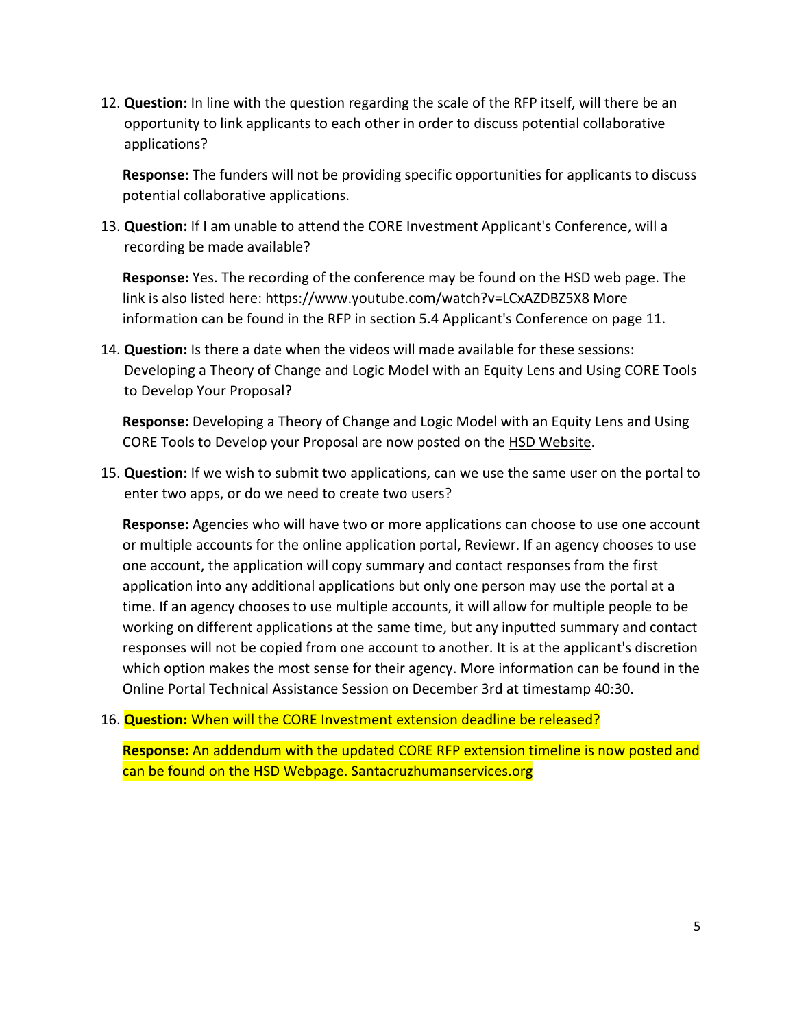12. **Question:** In line with the question regarding the scale of the RFP itself, will there be an opportunity to link applicants to each other in order to discuss potential collaborative applications?

    **Response:** The funders will not be providing specific opportunities for applicants to discuss potential collaborative applications.

13. **Question:** If I am unable to attend the CORE Investment Applicant's Conference, will a recording be made available?

    **Response:** Yes. The recording of the conference may be found on the HSD web page. The link is also listed here: https://www.youtube.com/watch?v=LCxAZDBZ5X8 More information can be found in the RFP in section 5.4 Applicant's Conference on page 11.

14. **Question:** Is there a date when the videos will made available for these sessions: Developing a Theory of Change and Logic Model with an Equity Lens and Using CORE Tools to Develop Your Proposal?

    **Response:** Developing a Theory of Change and Logic Model with an Equity Lens and Using CORE Tools to Develop your Proposal are now posted on the HSD Website.

15. **Question:** If we wish to submit two applications, can we use the same user on the portal to enter two apps, or do we need to create two users?

    **Response:** Agencies who will have two or more applications can choose to use one account or multiple accounts for the online application portal, Reviewr. If an agency chooses to use one account, the application will copy summary and contact responses from the first application into any additional applications but only one person may use the portal at a time. If an agency chooses to use multiple accounts, it will allow for multiple people to be working on different applications at the same time, but any inputted summary and contact responses will not be copied from one account to another. It is at the applicant's discretion which option makes the most sense for their agency. More information can be found in the Online Portal Technical Assistance Session on December 3rd at timestamp 40:30.

16. **Question:** When will the CORE Investment extension deadline be released?

    **Response:** An addendum with the updated CORE RFP extension timeline is now posted and can be found on the HSD Webpage. Santacruzhumanservices.org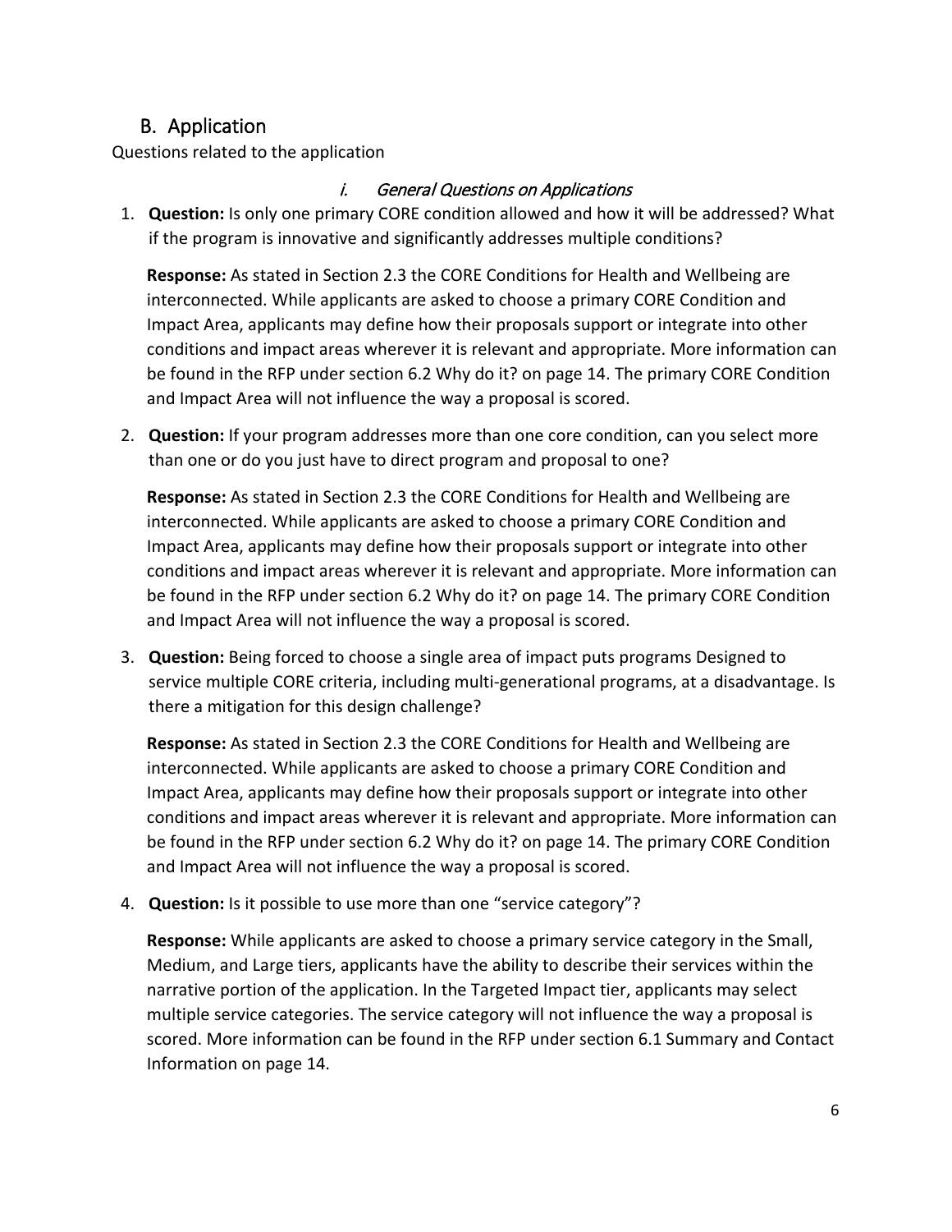## B. Application

Questions related to the application

### *i. General Questions on Applications*

1. **Question:** Is only one primary CORE condition allowed and how it will be addressed? What if the program is innovative and significantly addresses multiple conditions?

   **Response:** As stated in Section 2.3 the CORE Conditions for Health and Wellbeing are interconnected. While applicants are asked to choose a primary CORE Condition and Impact Area, applicants may define how their proposals support or integrate into other conditions and impact areas wherever it is relevant and appropriate. More information can be found in the RFP under section 6.2 Why do it? on page 14. The primary CORE Condition and Impact Area will not influence the way a proposal is scored.

2. **Question:** If your program addresses more than one core condition, can you select more than one or do you just have to direct program and proposal to one?

   **Response:** As stated in Section 2.3 the CORE Conditions for Health and Wellbeing are interconnected. While applicants are asked to choose a primary CORE Condition and Impact Area, applicants may define how their proposals support or integrate into other conditions and impact areas wherever it is relevant and appropriate. More information can be found in the RFP under section 6.2 Why do it? on page 14. The primary CORE Condition and Impact Area will not influence the way a proposal is scored.

3. **Question:** Being forced to choose a single area of impact puts programs Designed to service multiple CORE criteria, including multi-generational programs, at a disadvantage. Is there a mitigation for this design challenge?

   **Response:** As stated in Section 2.3 the CORE Conditions for Health and Wellbeing are interconnected. While applicants are asked to choose a primary CORE Condition and Impact Area, applicants may define how their proposals support or integrate into other conditions and impact areas wherever it is relevant and appropriate. More information can be found in the RFP under section 6.2 Why do it? on page 14. The primary CORE Condition and Impact Area will not influence the way a proposal is scored.

4. **Question:** Is it possible to use more than one "service category"?

   **Response:** While applicants are asked to choose a primary service category in the Small, Medium, and Large tiers, applicants have the ability to describe their services within the narrative portion of the application. In the Targeted Impact tier, applicants may select multiple service categories. The service category will not influence the way a proposal is scored. More information can be found in the RFP under section 6.1 Summary and Contact Information on page 14.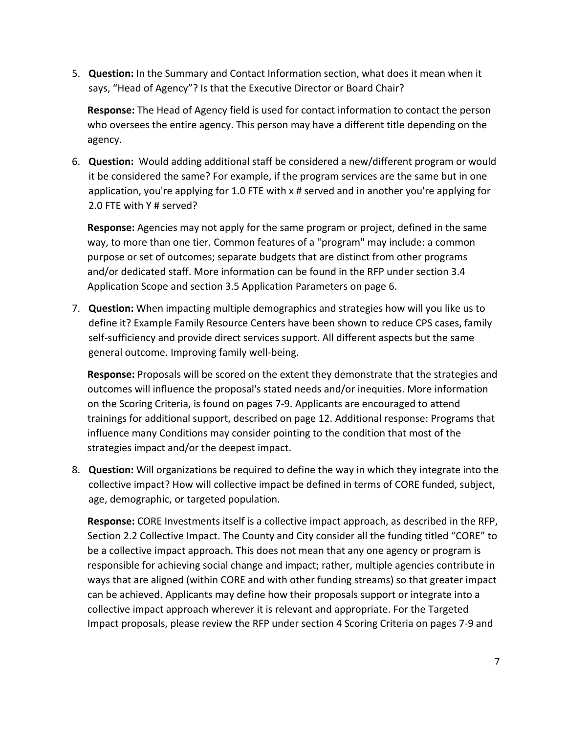5. **Question:** In the Summary and Contact Information section, what does it mean when it says, "Head of Agency"? Is that the Executive Director or Board Chair?

   **Response:** The Head of Agency field is used for contact information to contact the person who oversees the entire agency. This person may have a different title depending on the agency.

6. **Question:** Would adding additional staff be considered a new/different program or would it be considered the same? For example, if the program services are the same but in one application, you're applying for 1.0 FTE with x # served and in another you're applying for 2.0 FTE with Y # served?

   **Response:** Agencies may not apply for the same program or project, defined in the same way, to more than one tier. Common features of a "program" may include: a common purpose or set of outcomes; separate budgets that are distinct from other programs and/or dedicated staff. More information can be found in the RFP under section 3.4 Application Scope and section 3.5 Application Parameters on page 6.

7. **Question:** When impacting multiple demographics and strategies how will you like us to define it? Example Family Resource Centers have been shown to reduce CPS cases, family self-sufficiency and provide direct services support. All different aspects but the same general outcome. Improving family well-being.

   **Response:** Proposals will be scored on the extent they demonstrate that the strategies and outcomes will influence the proposal's stated needs and/or inequities. More information on the Scoring Criteria, is found on pages 7-9. Applicants are encouraged to attend trainings for additional support, described on page 12. Additional response: Programs that influence many Conditions may consider pointing to the condition that most of the strategies impact and/or the deepest impact.

8. **Question:** Will organizations be required to define the way in which they integrate into the collective impact? How will collective impact be defined in terms of CORE funded, subject, age, demographic, or targeted population.

   **Response:** CORE Investments itself is a collective impact approach, as described in the RFP, Section 2.2 Collective Impact. The County and City consider all the funding titled "CORE" to be a collective impact approach. This does not mean that any one agency or program is responsible for achieving social change and impact; rather, multiple agencies contribute in ways that are aligned (within CORE and with other funding streams) so that greater impact can be achieved. Applicants may define how their proposals support or integrate into a collective impact approach wherever it is relevant and appropriate. For the Targeted Impact proposals, please review the RFP under section 4 Scoring Criteria on pages 7-9 and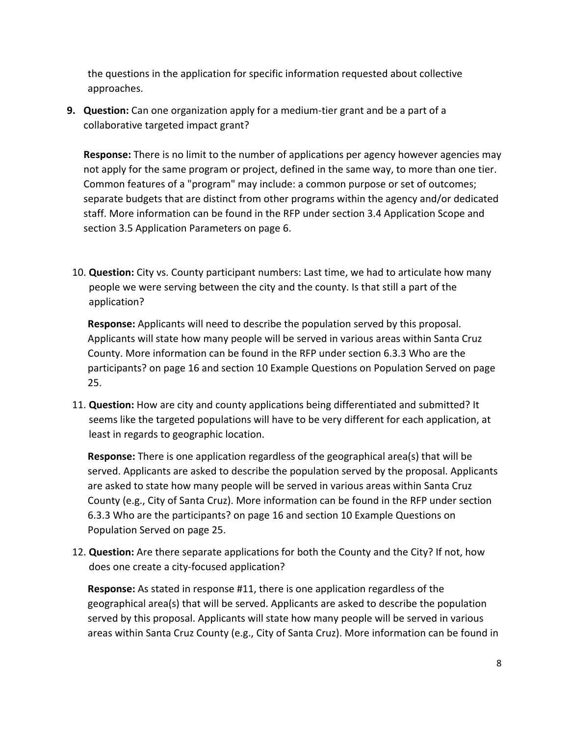the questions in the application for specific information requested about collective approaches.

9. **Question:** Can one organization apply for a medium-tier grant and be a part of a collaborative targeted impact grant?

   **Response:** There is no limit to the number of applications per agency however agencies may not apply for the same program or project, defined in the same way, to more than one tier. Common features of a "program" may include: a common purpose or set of outcomes; separate budgets that are distinct from other programs within the agency and/or dedicated staff. More information can be found in the RFP under section 3.4 Application Scope and section 3.5 Application Parameters on page 6.

10. **Question:** City vs. County participant numbers: Last time, we had to articulate how many people we were serving between the city and the county. Is that still a part of the application?

    **Response:** Applicants will need to describe the population served by this proposal. Applicants will state how many people will be served in various areas within Santa Cruz County. More information can be found in the RFP under section 6.3.3 Who are the participants? on page 16 and section 10 Example Questions on Population Served on page 25.

11. **Question:** How are city and county applications being differentiated and submitted? It seems like the targeted populations will have to be very different for each application, at least in regards to geographic location.

    **Response:** There is one application regardless of the geographical area(s) that will be served. Applicants are asked to describe the population served by the proposal. Applicants are asked to state how many people will be served in various areas within Santa Cruz County (e.g., City of Santa Cruz). More information can be found in the RFP under section 6.3.3 Who are the participants? on page 16 and section 10 Example Questions on Population Served on page 25.

12. **Question:** Are there separate applications for both the County and the City? If not, how does one create a city-focused application?

    **Response:** As stated in response #11, there is one application regardless of the geographical area(s) that will be served. Applicants are asked to describe the population served by this proposal. Applicants will state how many people will be served in various areas within Santa Cruz County (e.g., City of Santa Cruz). More information can be found in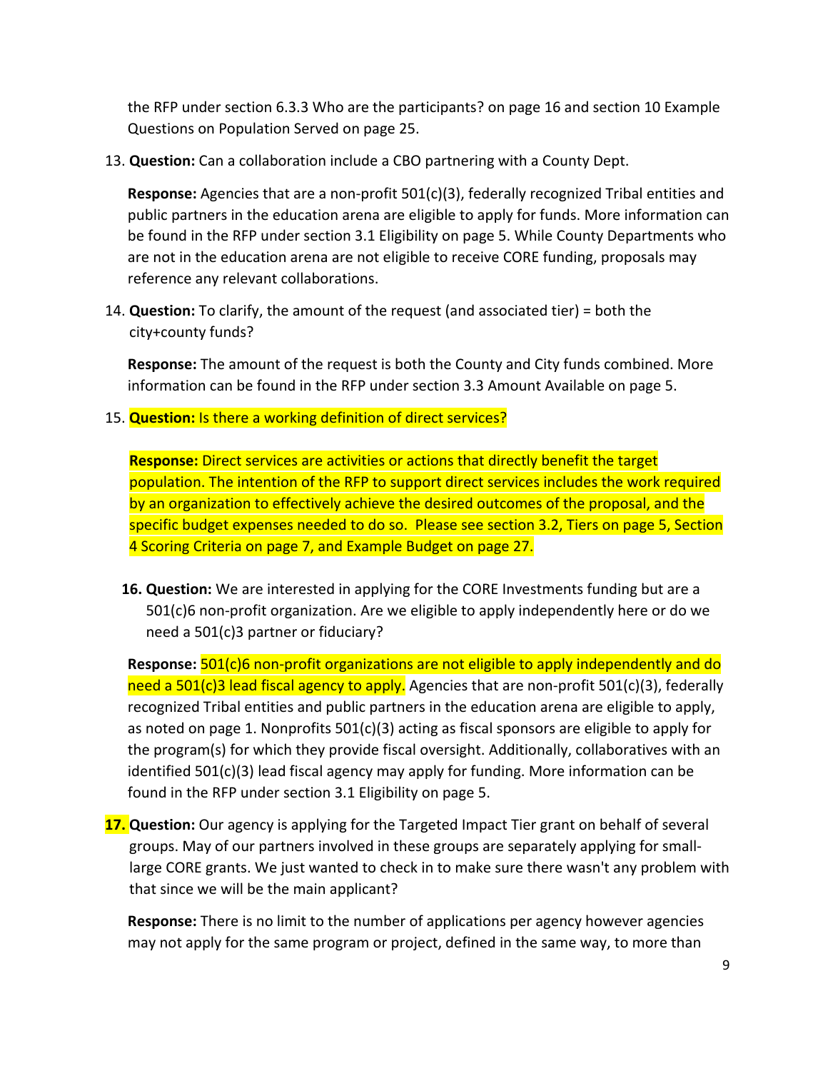the RFP under section 6.3.3 Who are the participants? on page 16 and section 10 Example Questions on Population Served on page 25.

13. **Question:** Can a collaboration include a CBO partnering with a County Dept.

    **Response:** Agencies that are a non-profit 501(c)(3), federally recognized Tribal entities and public partners in the education arena are eligible to apply for funds. More information can be found in the RFP under section 3.1 Eligibility on page 5. While County Departments who are not in the education arena are not eligible to receive CORE funding, proposals may reference any relevant collaborations.

14. **Question:** To clarify, the amount of the request (and associated tier) = both the city+county funds?

    **Response:** The amount of the request is both the County and City funds combined. More information can be found in the RFP under section 3.3 Amount Available on page 5.

15. **Question:** Is there a working definition of direct services?

    **Response:** Direct services are activities or actions that directly benefit the target population. The intention of the RFP to support direct services includes the work required by an organization to effectively achieve the desired outcomes of the proposal, and the specific budget expenses needed to do so. Please see section 3.2, Tiers on page 5, Section 4 Scoring Criteria on page 7, and Example Budget on page 27.

16. **Question:** We are interested in applying for the CORE Investments funding but are a 501(c)6 non-profit organization. Are we eligible to apply independently here or do we need a 501(c)3 partner or fiduciary?

    **Response:** 501(c)6 non-profit organizations are not eligible to apply independently and do need a 501(c)3 lead fiscal agency to apply. Agencies that are non-profit 501(c)(3), federally recognized Tribal entities and public partners in the education arena are eligible to apply, as noted on page 1. Nonprofits 501(c)(3) acting as fiscal sponsors are eligible to apply for the program(s) for which they provide fiscal oversight. Additionally, collaboratives with an identified 501(c)(3) lead fiscal agency may apply for funding. More information can be found in the RFP under section 3.1 Eligibility on page 5.

17. **Question:** Our agency is applying for the Targeted Impact Tier grant on behalf of several groups. May of our partners involved in these groups are separately applying for small-large CORE grants. We just wanted to check in to make sure there wasn't any problem with that since we will be the main applicant?

    **Response:** There is no limit to the number of applications per agency however agencies may not apply for the same program or project, defined in the same way, to more than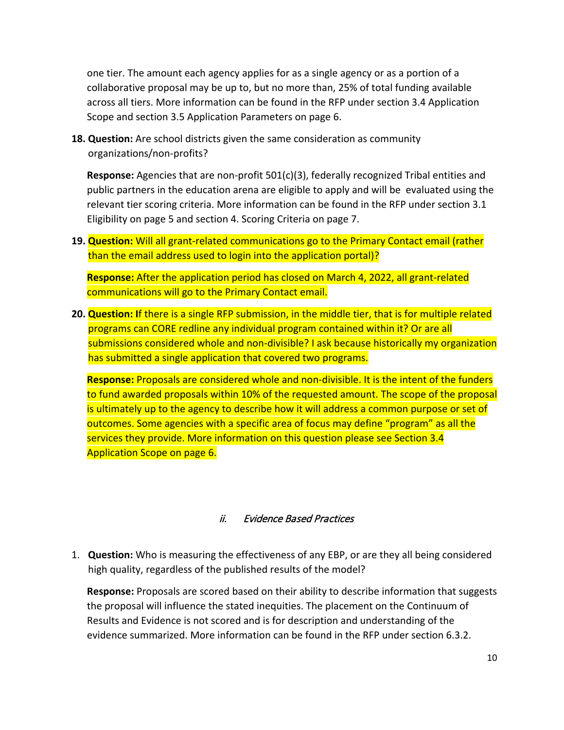one tier. The amount each agency applies for as a single agency or as a portion of a collaborative proposal may be up to, but no more than, 25% of total funding available across all tiers. More information can be found in the RFP under section 3.4 Application Scope and section 3.5 Application Parameters on page 6.

18. **Question:** Are school districts given the same consideration as community organizations/non-profits?

    **Response:** Agencies that are non-profit 501(c)(3), federally recognized Tribal entities and public partners in the education arena are eligible to apply and will be evaluated using the relevant tier scoring criteria. More information can be found in the RFP under section 3.1 Eligibility on page 5 and section 4. Scoring Criteria on page 7.

19. **Question:** Will all grant-related communications go to the Primary Contact email (rather than the email address used to login into the application portal)?

    **Response:** After the application period has closed on March 4, 2022, all grant-related communications will go to the Primary Contact email.

20. **Question:** If there is a single RFP submission, in the middle tier, that is for multiple related programs can CORE redline any individual program contained within it? Or are all submissions considered whole and non-divisible? I ask because historically my organization has submitted a single application that covered two programs.

    **Response:** Proposals are considered whole and non-divisible. It is the intent of the funders to fund awarded proposals within 10% of the requested amount. The scope of the proposal is ultimately up to the agency to describe how it will address a common purpose or set of outcomes. Some agencies with a specific area of focus may define "program" as all the services they provide. More information on this question please see Section 3.4 Application Scope on page 6.

### ii. *Evidence Based Practices*

1. **Question:** Who is measuring the effectiveness of any EBP, or are they all being considered high quality, regardless of the published results of the model?

   **Response:** Proposals are scored based on their ability to describe information that suggests the proposal will influence the stated inequities. The placement on the Continuum of Results and Evidence is not scored and is for description and understanding of the evidence summarized. More information can be found in the RFP under section 6.3.2.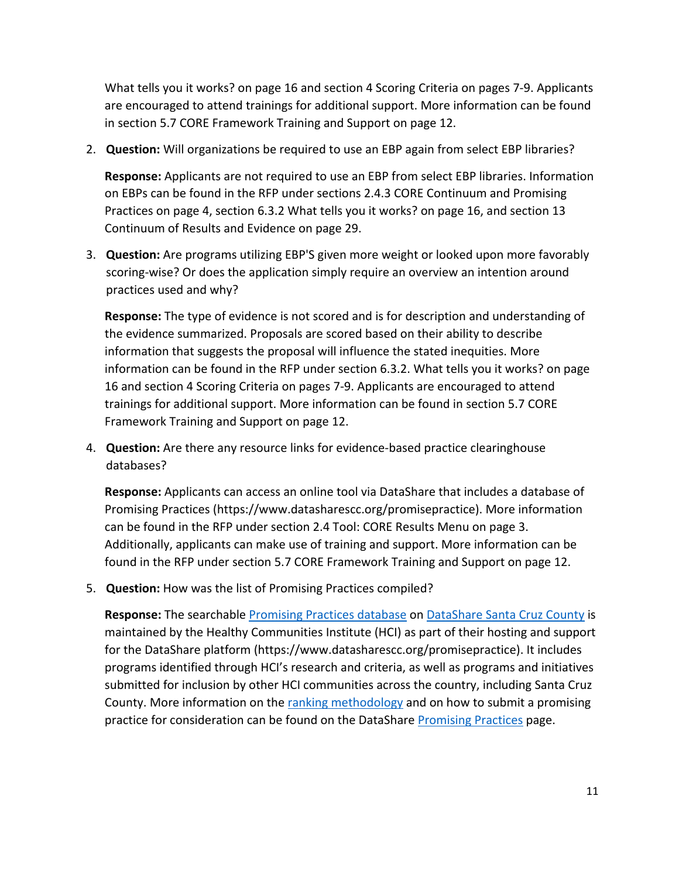What tells you it works? on page 16 and section 4 Scoring Criteria on pages 7-9. Applicants are encouraged to attend trainings for additional support. More information can be found in section 5.7 CORE Framework Training and Support on page 12.

2. **Question:** Will organizations be required to use an EBP again from select EBP libraries?

   **Response:** Applicants are not required to use an EBP from select EBP libraries. Information on EBPs can be found in the RFP under sections 2.4.3 CORE Continuum and Promising Practices on page 4, section 6.3.2 What tells you it works? on page 16, and section 13 Continuum of Results and Evidence on page 29.

3. **Question:** Are programs utilizing EBP'S given more weight or looked upon more favorably scoring-wise? Or does the application simply require an overview an intention around practices used and why?

   **Response:** The type of evidence is not scored and is for description and understanding of the evidence summarized. Proposals are scored based on their ability to describe information that suggests the proposal will influence the stated inequities. More information can be found in the RFP under section 6.3.2. What tells you it works? on page 16 and section 4 Scoring Criteria on pages 7-9. Applicants are encouraged to attend trainings for additional support. More information can be found in section 5.7 CORE Framework Training and Support on page 12.

4. **Question:** Are there any resource links for evidence-based practice clearinghouse databases?

   **Response:** Applicants can access an online tool via DataShare that includes a database of Promising Practices (https://www.datasharescc.org/promisepractice). More information can be found in the RFP under section 2.4 Tool: CORE Results Menu on page 3. Additionally, applicants can make use of training and support. More information can be found in the RFP under section 5.7 CORE Framework Training and Support on page 12.

5. **Question:** How was the list of Promising Practices compiled?

   **Response:** The searchable Promising Practices database on DataShare Santa Cruz County is maintained by the Healthy Communities Institute (HCI) as part of their hosting and support for the DataShare platform (https://www.datasharescc.org/promisepractice). It includes programs identified through HCI's research and criteria, as well as programs and initiatives submitted for inclusion by other HCI communities across the country, including Santa Cruz County. More information on the ranking methodology and on how to submit a promising practice for consideration can be found on the DataShare Promising Practices page.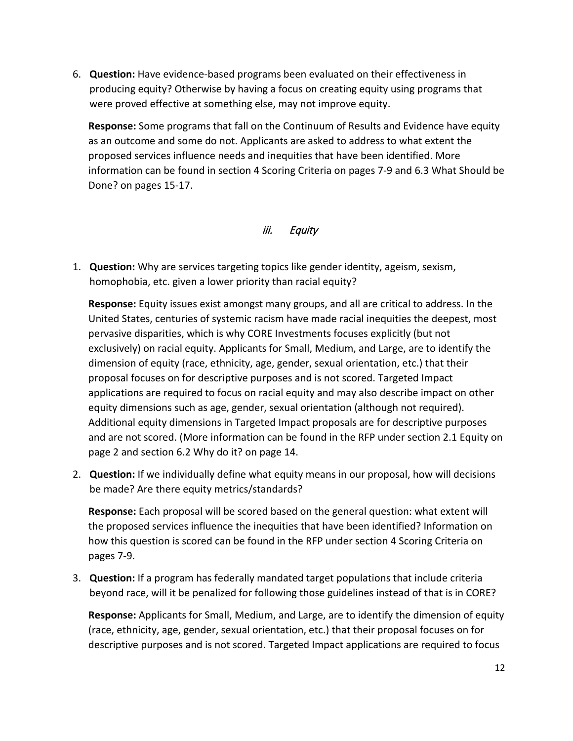6. **Question:** Have evidence-based programs been evaluated on their effectiveness in producing equity? Otherwise by having a focus on creating equity using programs that were proved effective at something else, may not improve equity.

   **Response:** Some programs that fall on the Continuum of Results and Evidence have equity as an outcome and some do not. Applicants are asked to address to what extent the proposed services influence needs and inequities that have been identified. More information can be found in section 4 Scoring Criteria on pages 7-9 and 6.3 What Should be Done? on pages 15-17.

### *iii. Equity*

1. **Question:** Why are services targeting topics like gender identity, ageism, sexism, homophobia, etc. given a lower priority than racial equity?

   **Response:** Equity issues exist amongst many groups, and all are critical to address. In the United States, centuries of systemic racism have made racial inequities the deepest, most pervasive disparities, which is why CORE Investments focuses explicitly (but not exclusively) on racial equity. Applicants for Small, Medium, and Large, are to identify the dimension of equity (race, ethnicity, age, gender, sexual orientation, etc.) that their proposal focuses on for descriptive purposes and is not scored. Targeted Impact applications are required to focus on racial equity and may also describe impact on other equity dimensions such as age, gender, sexual orientation (although not required). Additional equity dimensions in Targeted Impact proposals are for descriptive purposes and are not scored. (More information can be found in the RFP under section 2.1 Equity on page 2 and section 6.2 Why do it? on page 14.

2. **Question:** If we individually define what equity means in our proposal, how will decisions be made? Are there equity metrics/standards?

   **Response:** Each proposal will be scored based on the general question: what extent will the proposed services influence the inequities that have been identified? Information on how this question is scored can be found in the RFP under section 4 Scoring Criteria on pages 7-9.

3. **Question:** If a program has federally mandated target populations that include criteria beyond race, will it be penalized for following those guidelines instead of that is in CORE?

   **Response:** Applicants for Small, Medium, and Large, are to identify the dimension of equity (race, ethnicity, age, gender, sexual orientation, etc.) that their proposal focuses on for descriptive purposes and is not scored. Targeted Impact applications are required to focus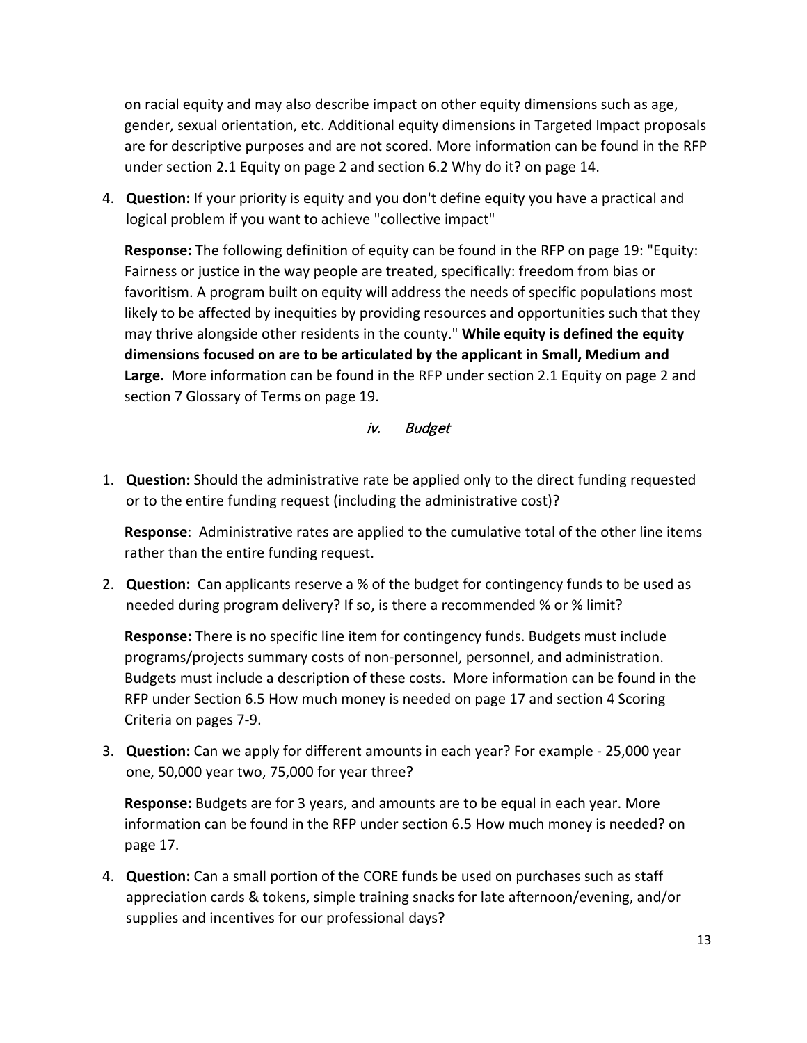on racial equity and may also describe impact on other equity dimensions such as age, gender, sexual orientation, etc. Additional equity dimensions in Targeted Impact proposals are for descriptive purposes and are not scored. More information can be found in the RFP under section 2.1 Equity on page 2 and section 6.2 Why do it? on page 14.

4. **Question:** If your priority is equity and you don't define equity you have a practical and logical problem if you want to achieve "collective impact"

   **Response:** The following definition of equity can be found in the RFP on page 19: "Equity: Fairness or justice in the way people are treated, specifically: freedom from bias or favoritism. A program built on equity will address the needs of specific populations most likely to be affected by inequities by providing resources and opportunities such that they may thrive alongside other residents in the county." **While equity is defined the equity dimensions focused on are to be articulated by the applicant in Small, Medium and Large.** More information can be found in the RFP under section 2.1 Equity on page 2 and section 7 Glossary of Terms on page 19.

### *iv. Budget*

1. **Question:** Should the administrative rate be applied only to the direct funding requested or to the entire funding request (including the administrative cost)?

   **Response**: Administrative rates are applied to the cumulative total of the other line items rather than the entire funding request.

2. **Question:** Can applicants reserve a % of the budget for contingency funds to be used as needed during program delivery? If so, is there a recommended % or % limit?

   **Response:** There is no specific line item for contingency funds. Budgets must include programs/projects summary costs of non-personnel, personnel, and administration. Budgets must include a description of these costs. More information can be found in the RFP under Section 6.5 How much money is needed on page 17 and section 4 Scoring Criteria on pages 7-9.

3. **Question:** Can we apply for different amounts in each year? For example - 25,000 year one, 50,000 year two, 75,000 for year three?

   **Response:** Budgets are for 3 years, and amounts are to be equal in each year. More information can be found in the RFP under section 6.5 How much money is needed? on page 17.

4. **Question:** Can a small portion of the CORE funds be used on purchases such as staff appreciation cards & tokens, simple training snacks for late afternoon/evening, and/or supplies and incentives for our professional days?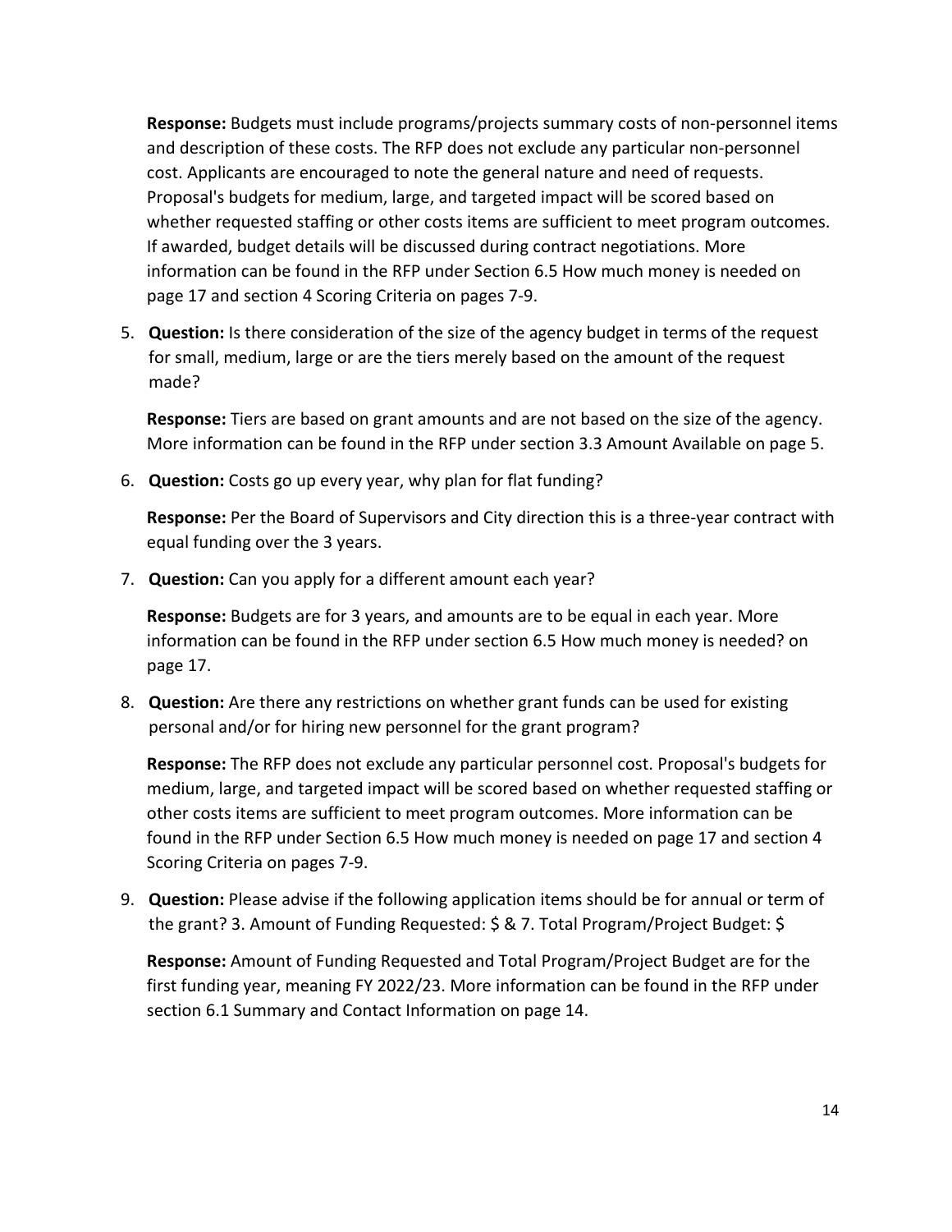**Response:** Budgets must include programs/projects summary costs of non-personnel items and description of these costs. The RFP does not exclude any particular non-personnel cost. Applicants are encouraged to note the general nature and need of requests. Proposal's budgets for medium, large, and targeted impact will be scored based on whether requested staffing or other costs items are sufficient to meet program outcomes. If awarded, budget details will be discussed during contract negotiations. More information can be found in the RFP under Section 6.5 How much money is needed on page 17 and section 4 Scoring Criteria on pages 7-9.

5. **Question:** Is there consideration of the size of the agency budget in terms of the request for small, medium, large or are the tiers merely based on the amount of the request made?

   **Response:** Tiers are based on grant amounts and are not based on the size of the agency. More information can be found in the RFP under section 3.3 Amount Available on page 5.

6. **Question:** Costs go up every year, why plan for flat funding?

   **Response:** Per the Board of Supervisors and City direction this is a three-year contract with equal funding over the 3 years.

7. **Question:** Can you apply for a different amount each year?

   **Response:** Budgets are for 3 years, and amounts are to be equal in each year. More information can be found in the RFP under section 6.5 How much money is needed? on page 17.

8. **Question:** Are there any restrictions on whether grant funds can be used for existing personal and/or for hiring new personnel for the grant program?

   **Response:** The RFP does not exclude any particular personnel cost. Proposal's budgets for medium, large, and targeted impact will be scored based on whether requested staffing or other costs items are sufficient to meet program outcomes. More information can be found in the RFP under Section 6.5 How much money is needed on page 17 and section 4 Scoring Criteria on pages 7-9.

9. **Question:** Please advise if the following application items should be for annual or term of the grant? 3. Amount of Funding Requested: $ & 7. Total Program/Project Budget: $

   **Response:** Amount of Funding Requested and Total Program/Project Budget are for the first funding year, meaning FY 2022/23. More information can be found in the RFP under section 6.1 Summary and Contact Information on page 14.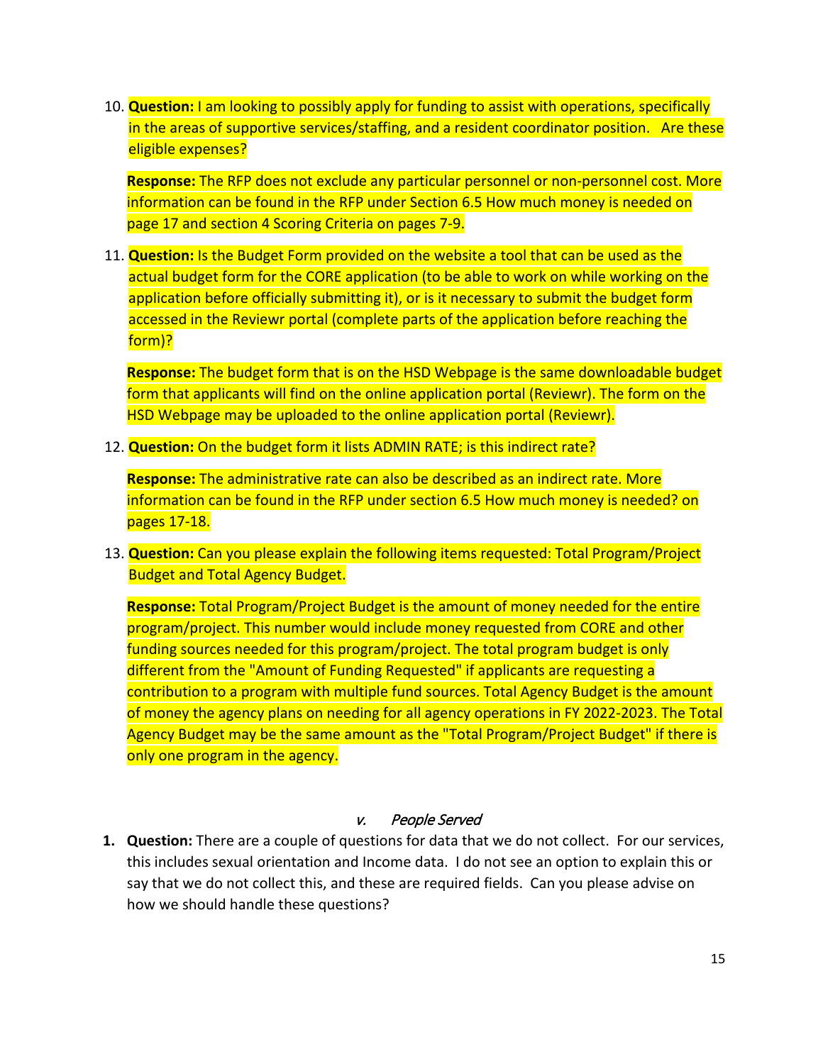10. **Question:** I am looking to possibly apply for funding to assist with operations, specifically in the areas of supportive services/staffing, and a resident coordinator position.   Are these eligible expenses?

    **Response:** The RFP does not exclude any particular personnel or non-personnel cost. More information can be found in the RFP under Section 6.5 How much money is needed on page 17 and section 4 Scoring Criteria on pages 7-9.

11. **Question:** Is the Budget Form provided on the website a tool that can be used as the actual budget form for the CORE application (to be able to work on while working on the application before officially submitting it), or is it necessary to submit the budget form accessed in the Reviewr portal (complete parts of the application before reaching the form)?

    **Response:** The budget form that is on the HSD Webpage is the same downloadable budget form that applicants will find on the online application portal (Reviewr). The form on the HSD Webpage may be uploaded to the online application portal (Reviewr).

12. **Question:** On the budget form it lists ADMIN RATE; is this indirect rate?

    **Response:** The administrative rate can also be described as an indirect rate. More information can be found in the RFP under section 6.5 How much money is needed? on pages 17-18.

13. **Question:** Can you please explain the following items requested: Total Program/Project Budget and Total Agency Budget.

    **Response:** Total Program/Project Budget is the amount of money needed for the entire program/project. This number would include money requested from CORE and other funding sources needed for this program/project. The total program budget is only different from the "Amount of Funding Requested" if applicants are requesting a contribution to a program with multiple fund sources. Total Agency Budget is the amount of money the agency plans on needing for all agency operations in FY 2022-2023. The Total Agency Budget may be the same amount as the "Total Program/Project Budget" if there is only one program in the agency.

### *v. People Served*

1. **Question:** There are a couple of questions for data that we do not collect.  For our services, this includes sexual orientation and Income data.  I do not see an option to explain this or say that we do not collect this, and these are required fields.  Can you please advise on how we should handle these questions?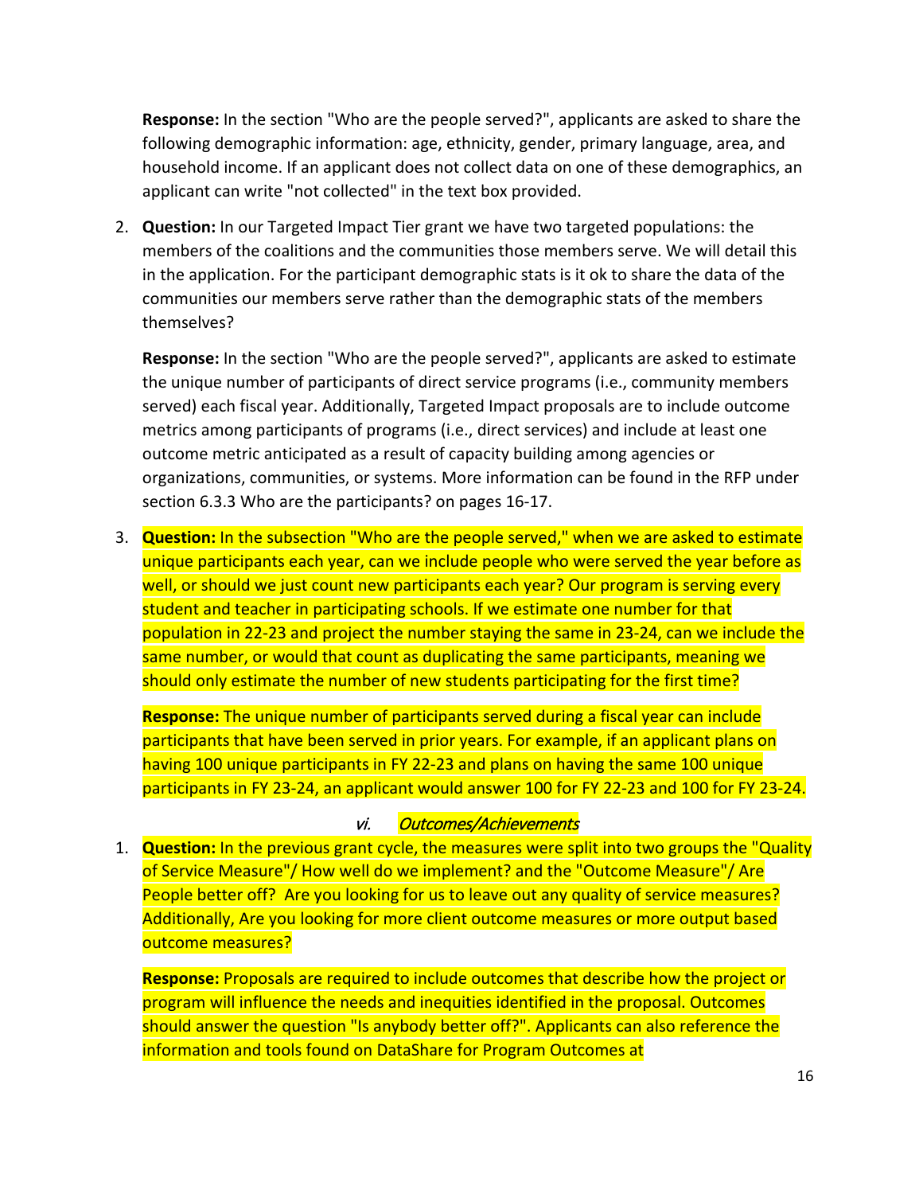**Response:** In the section "Who are the people served?", applicants are asked to share the following demographic information: age, ethnicity, gender, primary language, area, and household income. If an applicant does not collect data on one of these demographics, an applicant can write "not collected" in the text box provided.

2. **Question:** In our Targeted Impact Tier grant we have two targeted populations: the members of the coalitions and the communities those members serve. We will detail this in the application. For the participant demographic stats is it ok to share the data of the communities our members serve rather than the demographic stats of the members themselves?

   **Response:** In the section "Who are the people served?", applicants are asked to estimate the unique number of participants of direct service programs (i.e., community members served) each fiscal year. Additionally, Targeted Impact proposals are to include outcome metrics among participants of programs (i.e., direct services) and include at least one outcome metric anticipated as a result of capacity building among agencies or organizations, communities, or systems. More information can be found in the RFP under section 6.3.3 Who are the participants? on pages 16-17.

3. **Question:** In the subsection "Who are the people served," when we are asked to estimate unique participants each year, can we include people who were served the year before as well, or should we just count new participants each year? Our program is serving every student and teacher in participating schools. If we estimate one number for that population in 22-23 and project the number staying the same in 23-24, can we include the same number, or would that count as duplicating the same participants, meaning we should only estimate the number of new students participating for the first time?

   **Response:** The unique number of participants served during a fiscal year can include participants that have been served in prior years. For example, if an applicant plans on having 100 unique participants in FY 22-23 and plans on having the same 100 unique participants in FY 23-24, an applicant would answer 100 for FY 22-23 and 100 for FY 23-24.

### vi. *Outcomes/Achievements*

1. **Question:** In the previous grant cycle, the measures were split into two groups the "Quality of Service Measure"/ How well do we implement? and the "Outcome Measure"/ Are People better off? Are you looking for us to leave out any quality of service measures? Additionally, Are you looking for more client outcome measures or more output based outcome measures?

   **Response:** Proposals are required to include outcomes that describe how the project or program will influence the needs and inequities identified in the proposal. Outcomes should answer the question "Is anybody better off?". Applicants can also reference the information and tools found on DataShare for Program Outcomes at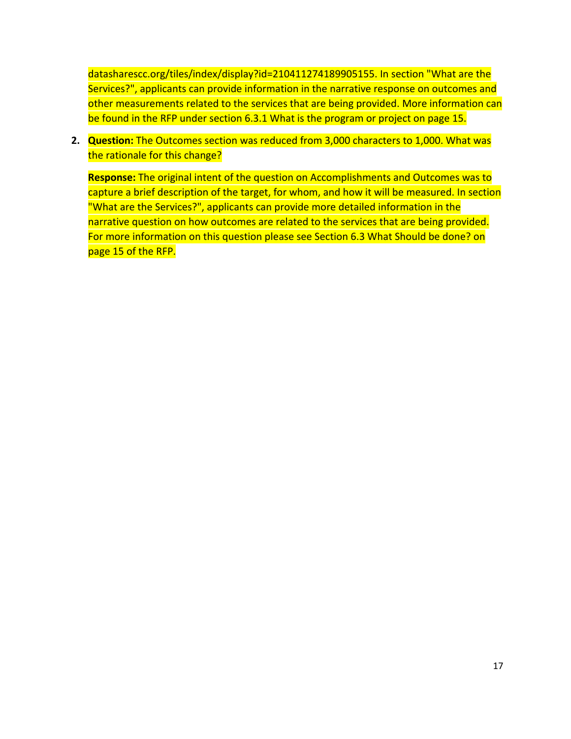datasharescc.org/tiles/index/display?id=210411274189905155. In section "What are the Services?", applicants can provide information in the narrative response on outcomes and other measurements related to the services that are being provided. More information can be found in the RFP under section 6.3.1 What is the program or project on page 15.

2. **Question:** The Outcomes section was reduced from 3,000 characters to 1,000. What was the rationale for this change?

   **Response:** The original intent of the question on Accomplishments and Outcomes was to capture a brief description of the target, for whom, and how it will be measured. In section "What are the Services?", applicants can provide more detailed information in the narrative question on how outcomes are related to the services that are being provided. For more information on this question please see Section 6.3 What Should be done? on page 15 of the RFP.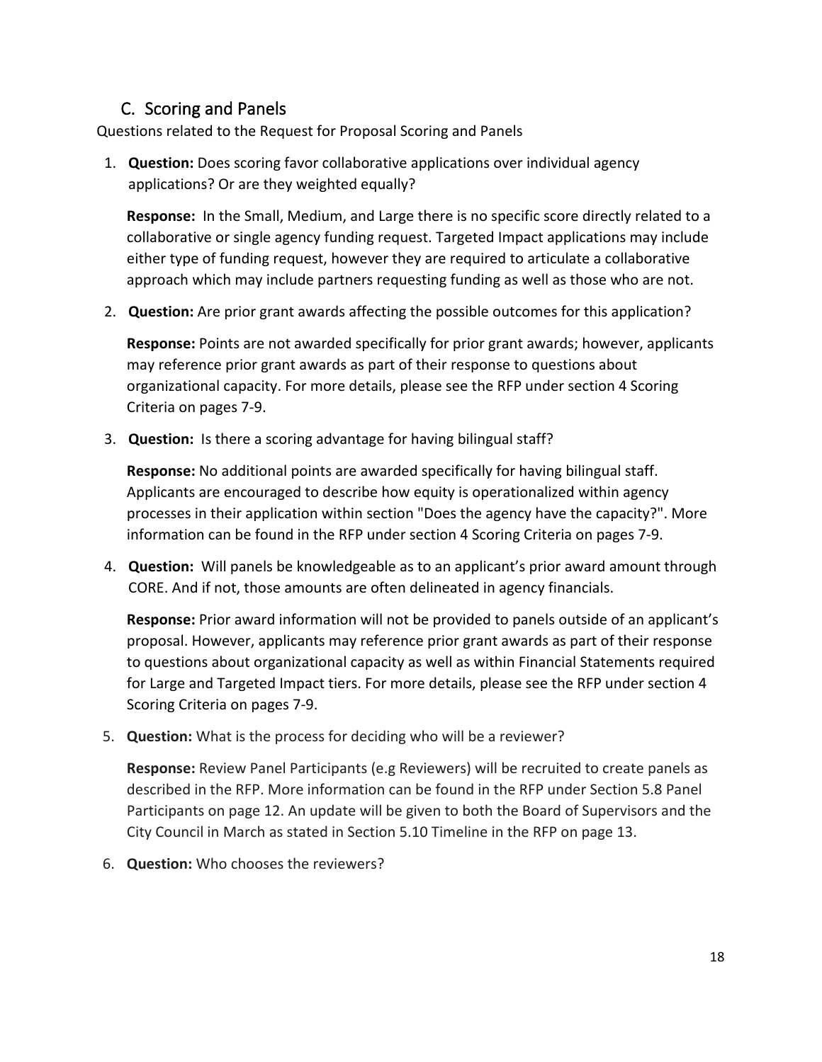## C. Scoring and Panels

Questions related to the Request for Proposal Scoring and Panels

1. **Question:** Does scoring favor collaborative applications over individual agency applications? Or are they weighted equally?

   **Response:** In the Small, Medium, and Large there is no specific score directly related to a collaborative or single agency funding request. Targeted Impact applications may include either type of funding request, however they are required to articulate a collaborative approach which may include partners requesting funding as well as those who are not.

2. **Question:** Are prior grant awards affecting the possible outcomes for this application?

   **Response:** Points are not awarded specifically for prior grant awards; however, applicants may reference prior grant awards as part of their response to questions about organizational capacity. For more details, please see the RFP under section 4 Scoring Criteria on pages 7-9.

3. **Question:** Is there a scoring advantage for having bilingual staff?

   **Response:** No additional points are awarded specifically for having bilingual staff. Applicants are encouraged to describe how equity is operationalized within agency processes in their application within section "Does the agency have the capacity?". More information can be found in the RFP under section 4 Scoring Criteria on pages 7-9.

4. **Question:** Will panels be knowledgeable as to an applicant's prior award amount through CORE. And if not, those amounts are often delineated in agency financials.

   **Response:** Prior award information will not be provided to panels outside of an applicant's proposal. However, applicants may reference prior grant awards as part of their response to questions about organizational capacity as well as within Financial Statements required for Large and Targeted Impact tiers. For more details, please see the RFP under section 4 Scoring Criteria on pages 7-9.

5. **Question:** What is the process for deciding who will be a reviewer?

   **Response:** Review Panel Participants (e.g Reviewers) will be recruited to create panels as described in the RFP. More information can be found in the RFP under Section 5.8 Panel Participants on page 12. An update will be given to both the Board of Supervisors and the City Council in March as stated in Section 5.10 Timeline in the RFP on page 13.

6. **Question:** Who chooses the reviewers?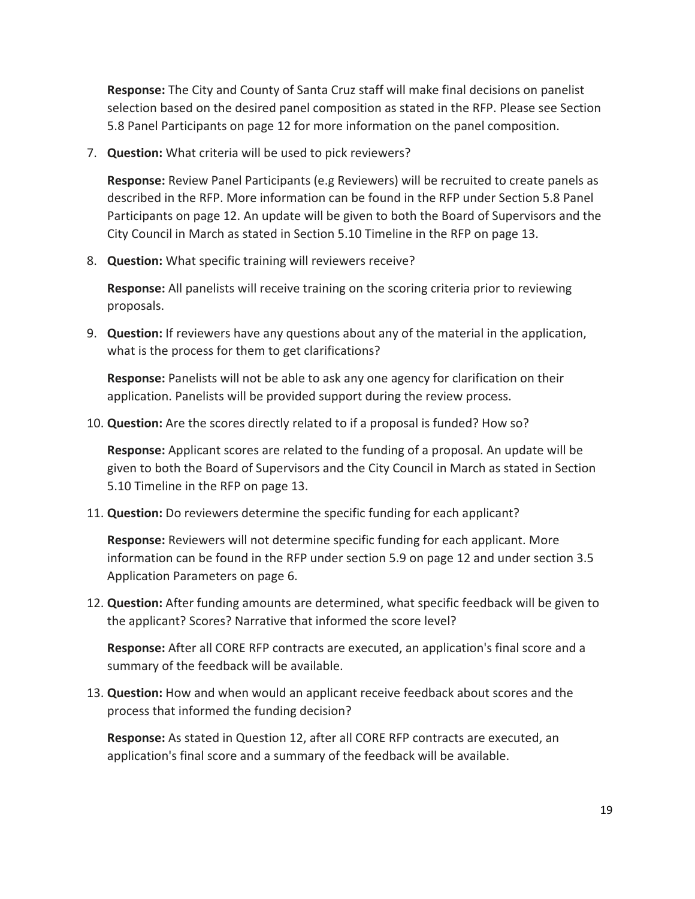**Response:** The City and County of Santa Cruz staff will make final decisions on panelist selection based on the desired panel composition as stated in the RFP. Please see Section 5.8 Panel Participants on page 12 for more information on the panel composition.

7. **Question:** What criteria will be used to pick reviewers?

   **Response:** Review Panel Participants (e.g Reviewers) will be recruited to create panels as described in the RFP. More information can be found in the RFP under Section 5.8 Panel Participants on page 12. An update will be given to both the Board of Supervisors and the City Council in March as stated in Section 5.10 Timeline in the RFP on page 13.

8. **Question:** What specific training will reviewers receive?

   **Response:** All panelists will receive training on the scoring criteria prior to reviewing proposals.

9. **Question:** If reviewers have any questions about any of the material in the application, what is the process for them to get clarifications?

   **Response:** Panelists will not be able to ask any one agency for clarification on their application. Panelists will be provided support during the review process.

10. **Question:** Are the scores directly related to if a proposal is funded? How so?

    **Response:** Applicant scores are related to the funding of a proposal. An update will be given to both the Board of Supervisors and the City Council in March as stated in Section 5.10 Timeline in the RFP on page 13.

11. **Question:** Do reviewers determine the specific funding for each applicant?

    **Response:** Reviewers will not determine specific funding for each applicant. More information can be found in the RFP under section 5.9 on page 12 and under section 3.5 Application Parameters on page 6.

12. **Question:** After funding amounts are determined, what specific feedback will be given to the applicant? Scores? Narrative that informed the score level?

    **Response:** After all CORE RFP contracts are executed, an application's final score and a summary of the feedback will be available.

13. **Question:** How and when would an applicant receive feedback about scores and the process that informed the funding decision?

    **Response:** As stated in Question 12, after all CORE RFP contracts are executed, an application's final score and a summary of the feedback will be available.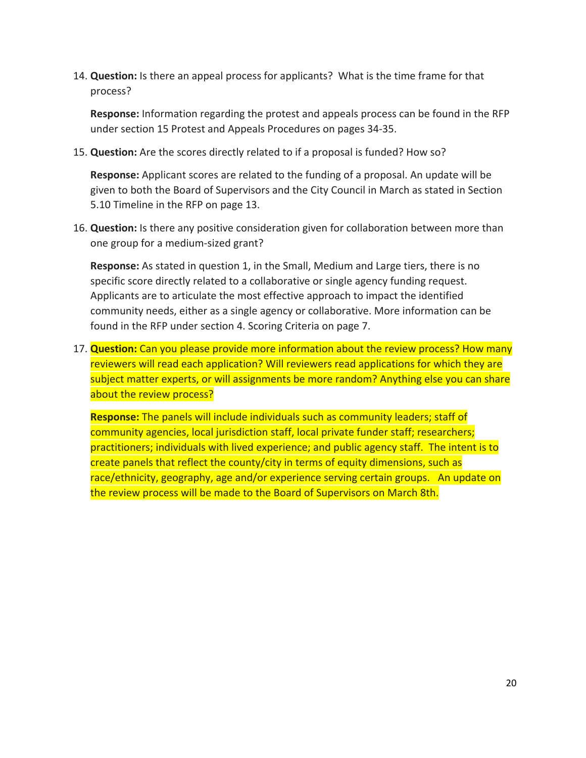14. **Question:** Is there an appeal process for applicants? What is the time frame for that process?

    **Response:** Information regarding the protest and appeals process can be found in the RFP under section 15 Protest and Appeals Procedures on pages 34-35.

15. **Question:** Are the scores directly related to if a proposal is funded? How so?

    **Response:** Applicant scores are related to the funding of a proposal. An update will be given to both the Board of Supervisors and the City Council in March as stated in Section 5.10 Timeline in the RFP on page 13.

16. **Question:** Is there any positive consideration given for collaboration between more than one group for a medium-sized grant?

    **Response:** As stated in question 1, in the Small, Medium and Large tiers, there is no specific score directly related to a collaborative or single agency funding request. Applicants are to articulate the most effective approach to impact the identified community needs, either as a single agency or collaborative. More information can be found in the RFP under section 4. Scoring Criteria on page 7.

17. **Question:** Can you please provide more information about the review process? How many reviewers will read each application? Will reviewers read applications for which they are subject matter experts, or will assignments be more random? Anything else you can share about the review process?

    **Response:** The panels will include individuals such as community leaders; staff of community agencies, local jurisdiction staff, local private funder staff; researchers; practitioners; individuals with lived experience; and public agency staff. The intent is to create panels that reflect the county/city in terms of equity dimensions, such as race/ethnicity, geography, age and/or experience serving certain groups. An update on the review process will be made to the Board of Supervisors on March 8th.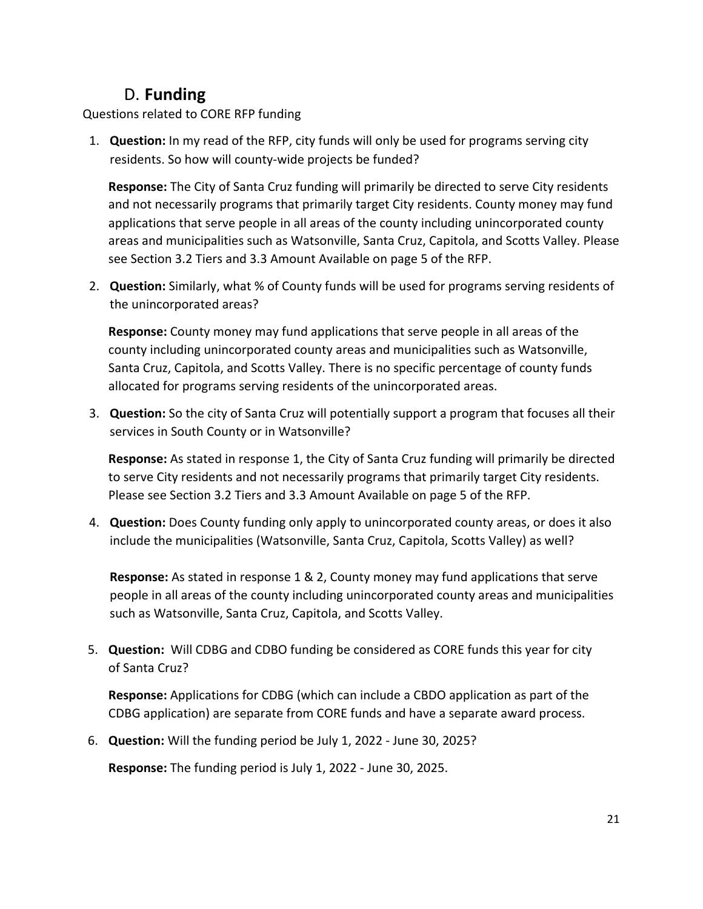## D. **Funding**

Questions related to CORE RFP funding

1. **Question:** In my read of the RFP, city funds will only be used for programs serving city residents. So how will county-wide projects be funded?

   **Response:** The City of Santa Cruz funding will primarily be directed to serve City residents and not necessarily programs that primarily target City residents. County money may fund applications that serve people in all areas of the county including unincorporated county areas and municipalities such as Watsonville, Santa Cruz, Capitola, and Scotts Valley. Please see Section 3.2 Tiers and 3.3 Amount Available on page 5 of the RFP.

2. **Question:** Similarly, what % of County funds will be used for programs serving residents of the unincorporated areas?

   **Response:** County money may fund applications that serve people in all areas of the county including unincorporated county areas and municipalities such as Watsonville, Santa Cruz, Capitola, and Scotts Valley. There is no specific percentage of county funds allocated for programs serving residents of the unincorporated areas.

3. **Question:** So the city of Santa Cruz will potentially support a program that focuses all their services in South County or in Watsonville?

   **Response:** As stated in response 1, the City of Santa Cruz funding will primarily be directed to serve City residents and not necessarily programs that primarily target City residents. Please see Section 3.2 Tiers and 3.3 Amount Available on page 5 of the RFP.

4. **Question:** Does County funding only apply to unincorporated county areas, or does it also include the municipalities (Watsonville, Santa Cruz, Capitola, Scotts Valley) as well?

   **Response:** As stated in response 1 & 2, County money may fund applications that serve people in all areas of the county including unincorporated county areas and municipalities such as Watsonville, Santa Cruz, Capitola, and Scotts Valley.

5. **Question:** Will CDBG and CDBO funding be considered as CORE funds this year for city of Santa Cruz?

   **Response:** Applications for CDBG (which can include a CBDO application as part of the CDBG application) are separate from CORE funds and have a separate award process.

6. **Question:** Will the funding period be July 1, 2022 - June 30, 2025?

   **Response:** The funding period is July 1, 2022 - June 30, 2025.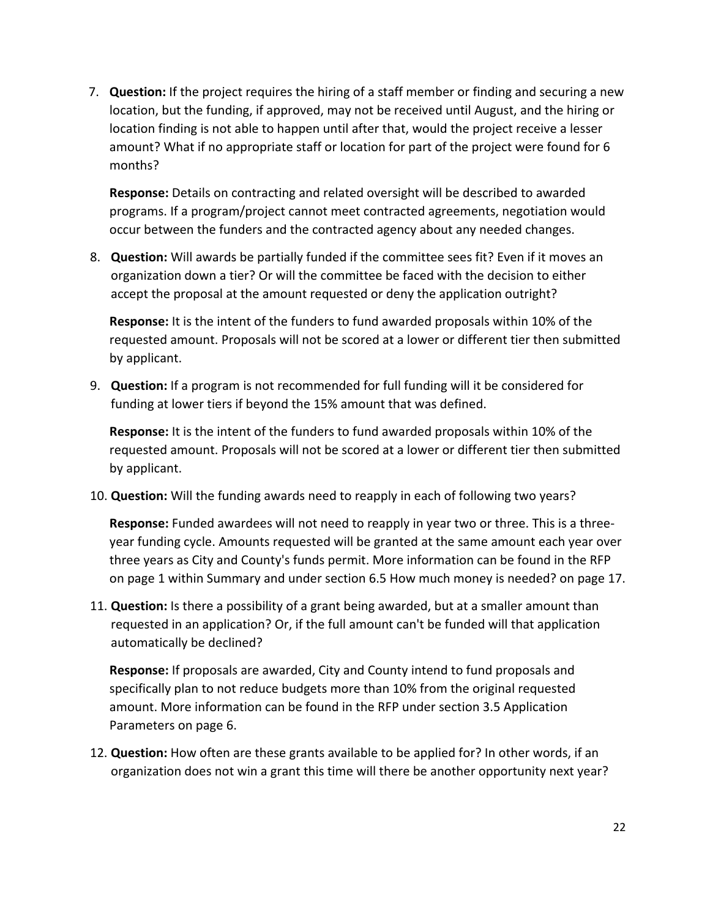7. **Question:** If the project requires the hiring of a staff member or finding and securing a new location, but the funding, if approved, may not be received until August, and the hiring or location finding is not able to happen until after that, would the project receive a lesser amount? What if no appropriate staff or location for part of the project were found for 6 months?

   **Response:** Details on contracting and related oversight will be described to awarded programs. If a program/project cannot meet contracted agreements, negotiation would occur between the funders and the contracted agency about any needed changes.

8. **Question:** Will awards be partially funded if the committee sees fit? Even if it moves an organization down a tier? Or will the committee be faced with the decision to either accept the proposal at the amount requested or deny the application outright?

   **Response:** It is the intent of the funders to fund awarded proposals within 10% of the requested amount. Proposals will not be scored at a lower or different tier then submitted by applicant.

9. **Question:** If a program is not recommended for full funding will it be considered for funding at lower tiers if beyond the 15% amount that was defined.

   **Response:** It is the intent of the funders to fund awarded proposals within 10% of the requested amount. Proposals will not be scored at a lower or different tier then submitted by applicant.

10. **Question:** Will the funding awards need to reapply in each of following two years?

    **Response:** Funded awardees will not need to reapply in year two or three. This is a three-year funding cycle. Amounts requested will be granted at the same amount each year over three years as City and County's funds permit. More information can be found in the RFP on page 1 within Summary and under section 6.5 How much money is needed? on page 17.

11. **Question:** Is there a possibility of a grant being awarded, but at a smaller amount than requested in an application? Or, if the full amount can't be funded will that application automatically be declined?

    **Response:** If proposals are awarded, City and County intend to fund proposals and specifically plan to not reduce budgets more than 10% from the original requested amount. More information can be found in the RFP under section 3.5 Application Parameters on page 6.

12. **Question:** How often are these grants available to be applied for? In other words, if an organization does not win a grant this time will there be another opportunity next year?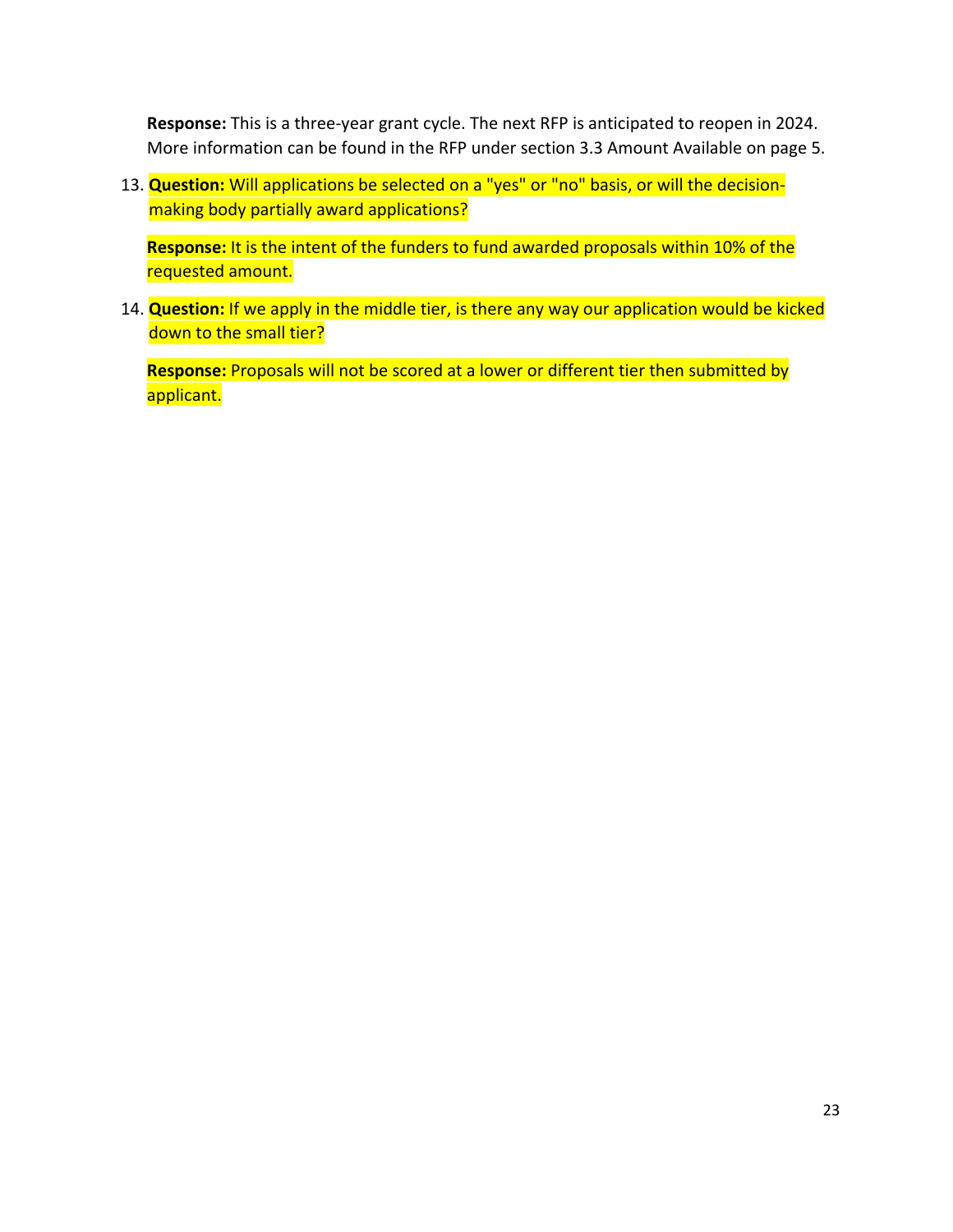**Response:** This is a three-year grant cycle. The next RFP is anticipated to reopen in 2024. More information can be found in the RFP under section 3.3 Amount Available on page 5.

13. **Question:** Will applications be selected on a "yes" or "no" basis, or will the decision-making body partially award applications?

    **Response:** It is the intent of the funders to fund awarded proposals within 10% of the requested amount.

14. **Question:** If we apply in the middle tier, is there any way our application would be kicked down to the small tier?

    **Response:** Proposals will not be scored at a lower or different tier then submitted by applicant.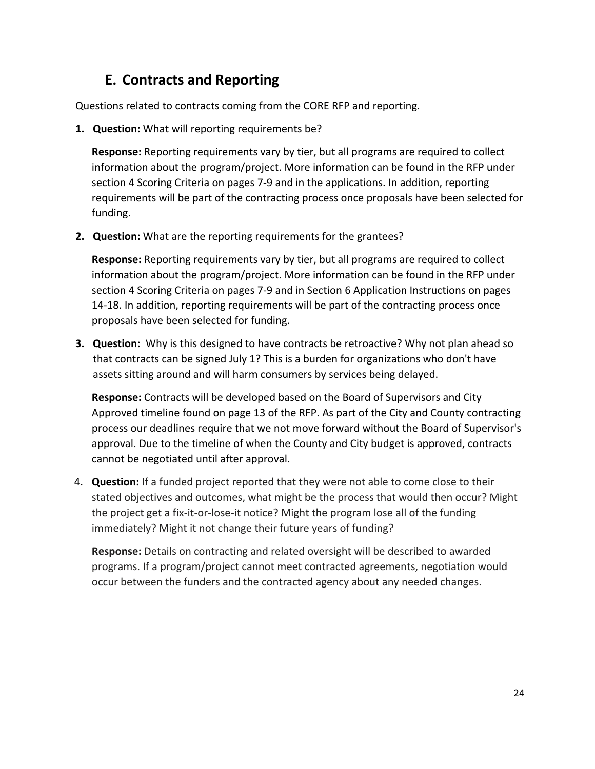## E. Contracts and Reporting

Questions related to contracts coming from the CORE RFP and reporting.

1. **Question:** What will reporting requirements be?

   **Response:** Reporting requirements vary by tier, but all programs are required to collect information about the program/project. More information can be found in the RFP under section 4 Scoring Criteria on pages 7-9 and in the applications. In addition, reporting requirements will be part of the contracting process once proposals have been selected for funding.

2. **Question:** What are the reporting requirements for the grantees?

   **Response:** Reporting requirements vary by tier, but all programs are required to collect information about the program/project. More information can be found in the RFP under section 4 Scoring Criteria on pages 7-9 and in Section 6 Application Instructions on pages 14-18. In addition, reporting requirements will be part of the contracting process once proposals have been selected for funding.

3. **Question:** Why is this designed to have contracts be retroactive? Why not plan ahead so that contracts can be signed July 1? This is a burden for organizations who don't have assets sitting around and will harm consumers by services being delayed.

   **Response:** Contracts will be developed based on the Board of Supervisors and City Approved timeline found on page 13 of the RFP. As part of the City and County contracting process our deadlines require that we not move forward without the Board of Supervisor's approval. Due to the timeline of when the County and City budget is approved, contracts cannot be negotiated until after approval.

4. **Question:** If a funded project reported that they were not able to come close to their stated objectives and outcomes, what might be the process that would then occur? Might the project get a fix-it-or-lose-it notice? Might the program lose all of the funding immediately? Might it not change their future years of funding?

   **Response:** Details on contracting and related oversight will be described to awarded programs. If a program/project cannot meet contracted agreements, negotiation would occur between the funders and the contracted agency about any needed changes.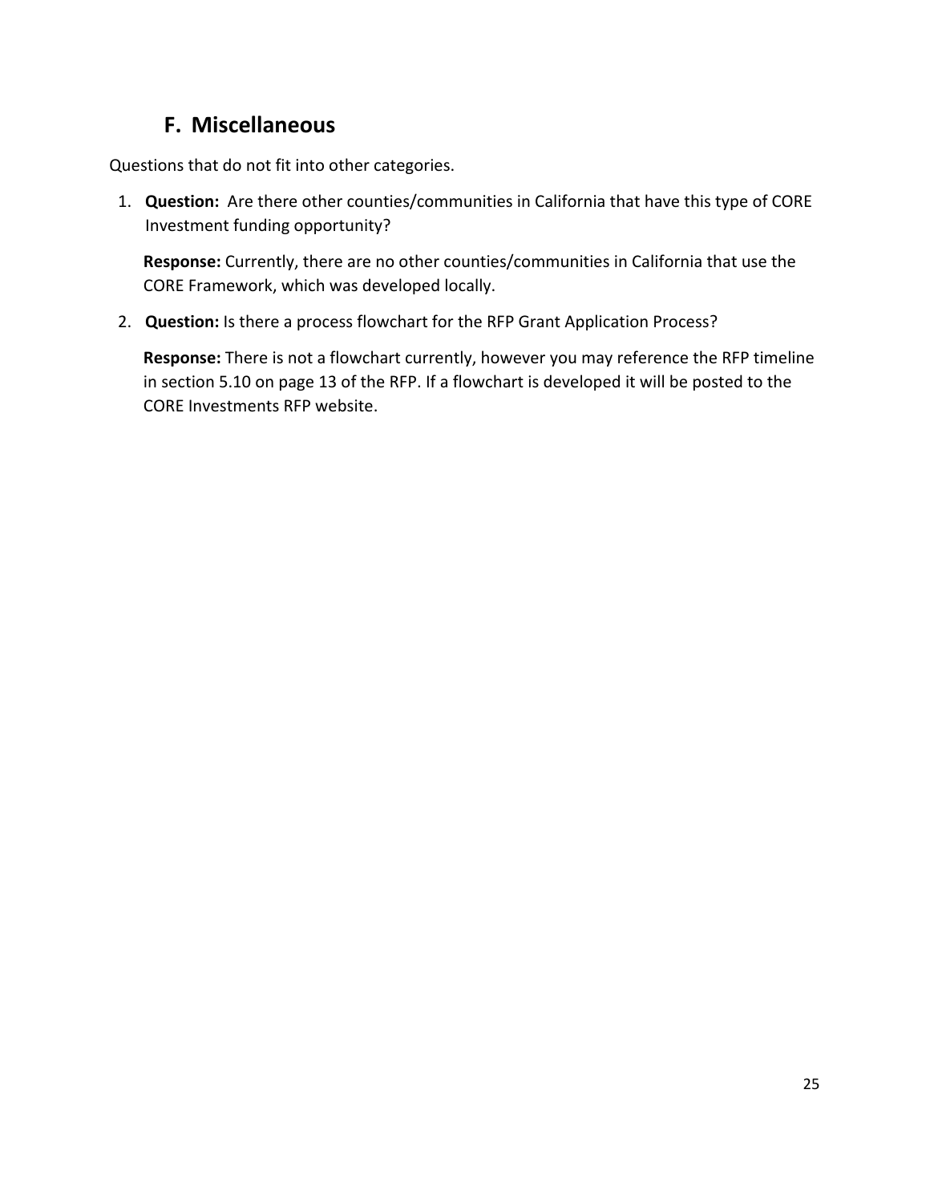## F. Miscellaneous

Questions that do not fit into other categories.

1. **Question:** Are there other counties/communities in California that have this type of CORE Investment funding opportunity?

   **Response:** Currently, there are no other counties/communities in California that use the CORE Framework, which was developed locally.

2. **Question:** Is there a process flowchart for the RFP Grant Application Process?

   **Response:** There is not a flowchart currently, however you may reference the RFP timeline in section 5.10 on page 13 of the RFP. If a flowchart is developed it will be posted to the CORE Investments RFP website.